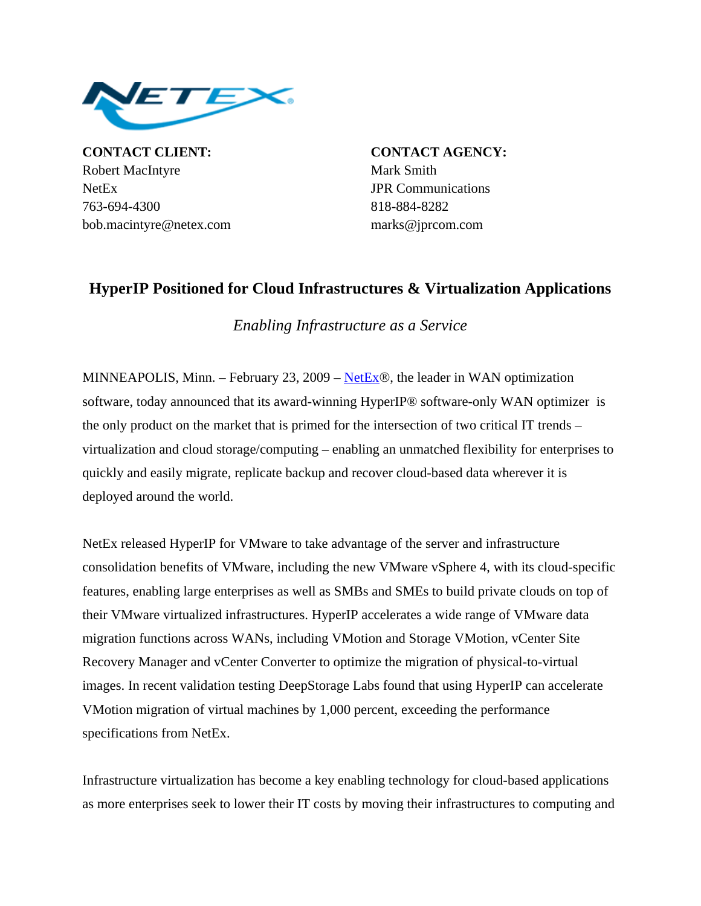**CONTACT CLIENT:**
Robert MacIntyre
NetEx
763-694-4300
bob.macintyre@netex.com

**CONTACT AGENCY:**
Mark Smith
JPR Communications
818-884-8282
marks@jprcom.com

## HyperIP Positioned for Cloud Infrastructures & Virtualization Applications

*Enabling Infrastructure as a Service*

MINNEAPOLIS, Minn. – February 23, 2009 – NetEx®, the leader in WAN optimization software, today announced that its award-winning HyperIP® software-only WAN optimizer is the only product on the market that is primed for the intersection of two critical IT trends – virtualization and cloud storage/computing – enabling an unmatched flexibility for enterprises to quickly and easily migrate, replicate backup and recover cloud-based data wherever it is deployed around the world.

NetEx released HyperIP for VMware to take advantage of the server and infrastructure consolidation benefits of VMware, including the new VMware vSphere 4, with its cloud-specific features, enabling large enterprises as well as SMBs and SMEs to build private clouds on top of their VMware virtualized infrastructures. HyperIP accelerates a wide range of VMware data migration functions across WANs, including VMotion and Storage VMotion, vCenter Site Recovery Manager and vCenter Converter to optimize the migration of physical-to-virtual images. In recent validation testing DeepStorage Labs found that using HyperIP can accelerate VMotion migration of virtual machines by 1,000 percent, exceeding the performance specifications from NetEx.

Infrastructure virtualization has become a key enabling technology for cloud-based applications as more enterprises seek to lower their IT costs by moving their infrastructures to computing and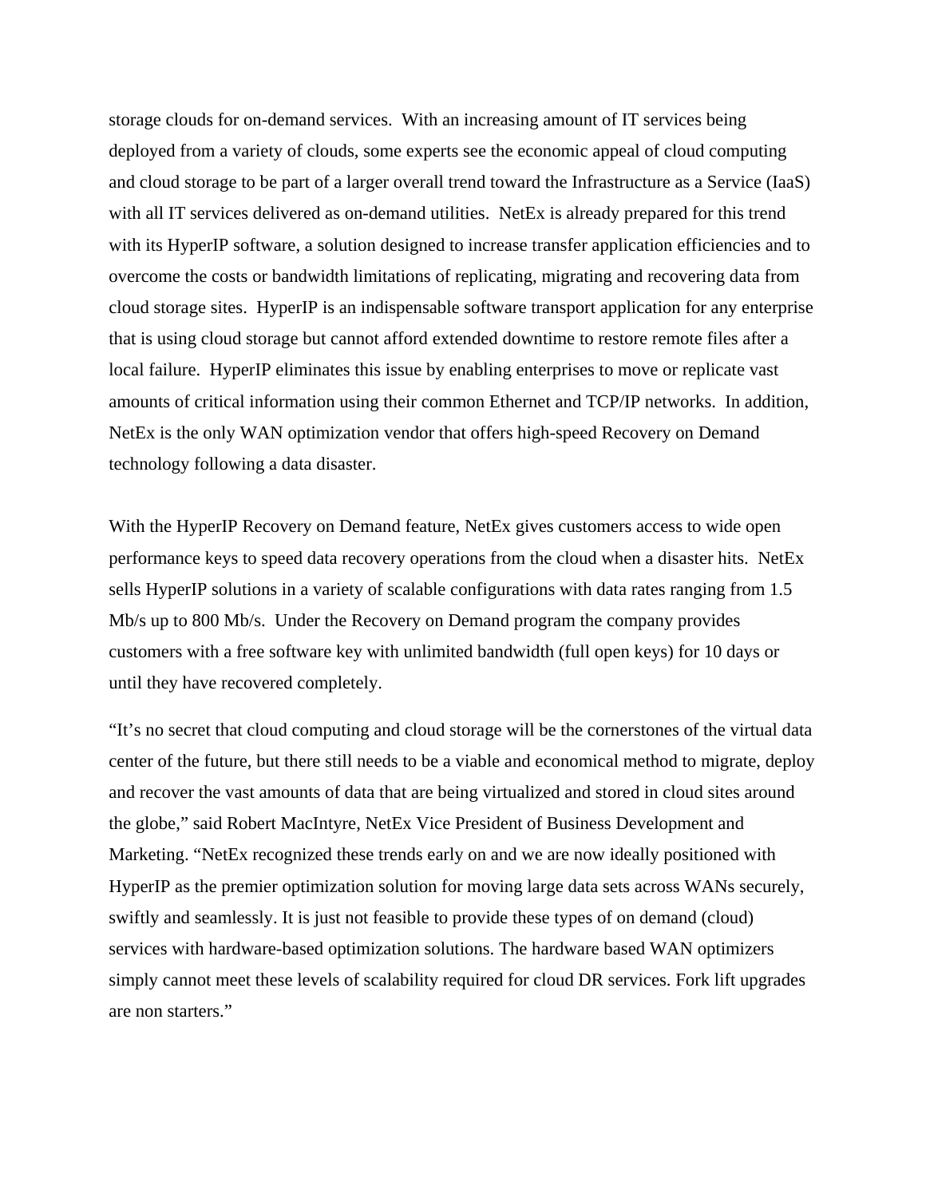storage clouds for on-demand services.  With an increasing amount of IT services being deployed from a variety of clouds, some experts see the economic appeal of cloud computing and cloud storage to be part of a larger overall trend toward the Infrastructure as a Service (IaaS) with all IT services delivered as on-demand utilities.  NetEx is already prepared for this trend with its HyperIP software, a solution designed to increase transfer application efficiencies and to overcome the costs or bandwidth limitations of replicating, migrating and recovering data from cloud storage sites.  HyperIP is an indispensable software transport application for any enterprise that is using cloud storage but cannot afford extended downtime to restore remote files after a local failure.  HyperIP eliminates this issue by enabling enterprises to move or replicate vast amounts of critical information using their common Ethernet and TCP/IP networks.  In addition, NetEx is the only WAN optimization vendor that offers high-speed Recovery on Demand technology following a data disaster.

With the HyperIP Recovery on Demand feature, NetEx gives customers access to wide open performance keys to speed data recovery operations from the cloud when a disaster hits.  NetEx sells HyperIP solutions in a variety of scalable configurations with data rates ranging from 1.5 Mb/s up to 800 Mb/s.  Under the Recovery on Demand program the company provides customers with a free software key with unlimited bandwidth (full open keys) for 10 days or until they have recovered completely.

"It's no secret that cloud computing and cloud storage will be the cornerstones of the virtual data center of the future, but there still needs to be a viable and economical method to migrate, deploy and recover the vast amounts of data that are being virtualized and stored in cloud sites around the globe," said Robert MacIntyre, NetEx Vice President of Business Development and Marketing. "NetEx recognized these trends early on and we are now ideally positioned with HyperIP as the premier optimization solution for moving large data sets across WANs securely, swiftly and seamlessly. It is just not feasible to provide these types of on demand (cloud) services with hardware-based optimization solutions. The hardware based WAN optimizers simply cannot meet these levels of scalability required for cloud DR services. Fork lift upgrades are non starters."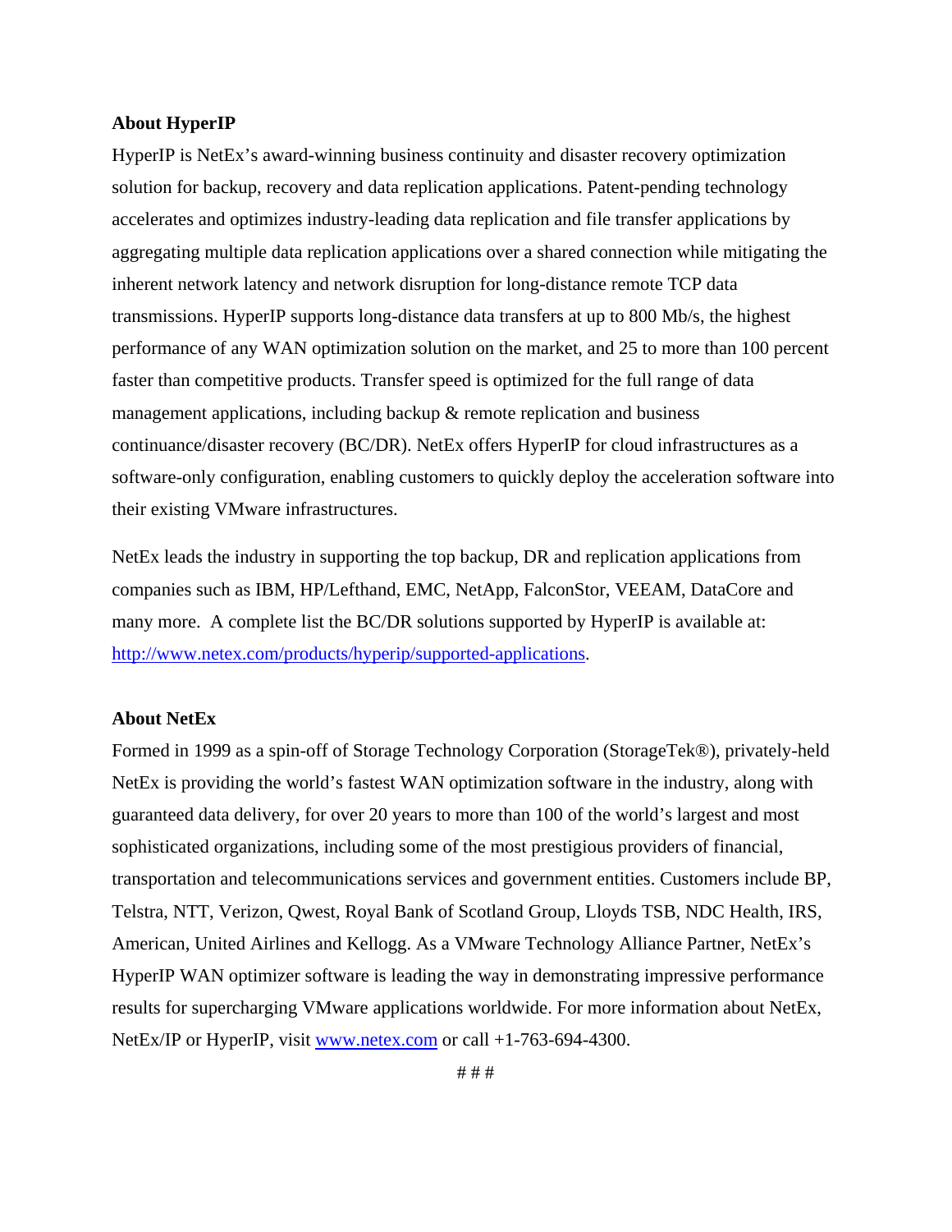**About HyperIP**

HyperIP is NetEx's award-winning business continuity and disaster recovery optimization solution for backup, recovery and data replication applications. Patent-pending technology accelerates and optimizes industry-leading data replication and file transfer applications by aggregating multiple data replication applications over a shared connection while mitigating the inherent network latency and network disruption for long-distance remote TCP data transmissions. HyperIP supports long-distance data transfers at up to 800 Mb/s, the highest performance of any WAN optimization solution on the market, and 25 to more than 100 percent faster than competitive products. Transfer speed is optimized for the full range of data management applications, including backup & remote replication and business continuance/disaster recovery (BC/DR). NetEx offers HyperIP for cloud infrastructures as a software-only configuration, enabling customers to quickly deploy the acceleration software into their existing VMware infrastructures.

NetEx leads the industry in supporting the top backup, DR and replication applications from companies such as IBM, HP/Lefthand, EMC, NetApp, FalconStor, VEEAM, DataCore and many more. A complete list the BC/DR solutions supported by HyperIP is available at: [http://www.netex.com/products/hyperip/supported-applications](http://www.netex.com/products/hyperip/supported-applications).

**About NetEx**

Formed in 1999 as a spin-off of Storage Technology Corporation (StorageTek®), privately-held NetEx is providing the world's fastest WAN optimization software in the industry, along with guaranteed data delivery, for over 20 years to more than 100 of the world's largest and most sophisticated organizations, including some of the most prestigious providers of financial, transportation and telecommunications services and government entities. Customers include BP, Telstra, NTT, Verizon, Qwest, Royal Bank of Scotland Group, Lloyds TSB, NDC Health, IRS, American, United Airlines and Kellogg. As a VMware Technology Alliance Partner, NetEx's HyperIP WAN optimizer software is leading the way in demonstrating impressive performance results for supercharging VMware applications worldwide. For more information about NetEx, NetEx/IP or HyperIP, visit [www.netex.com](http://www.netex.com) or call +1-763-694-4300.

# # #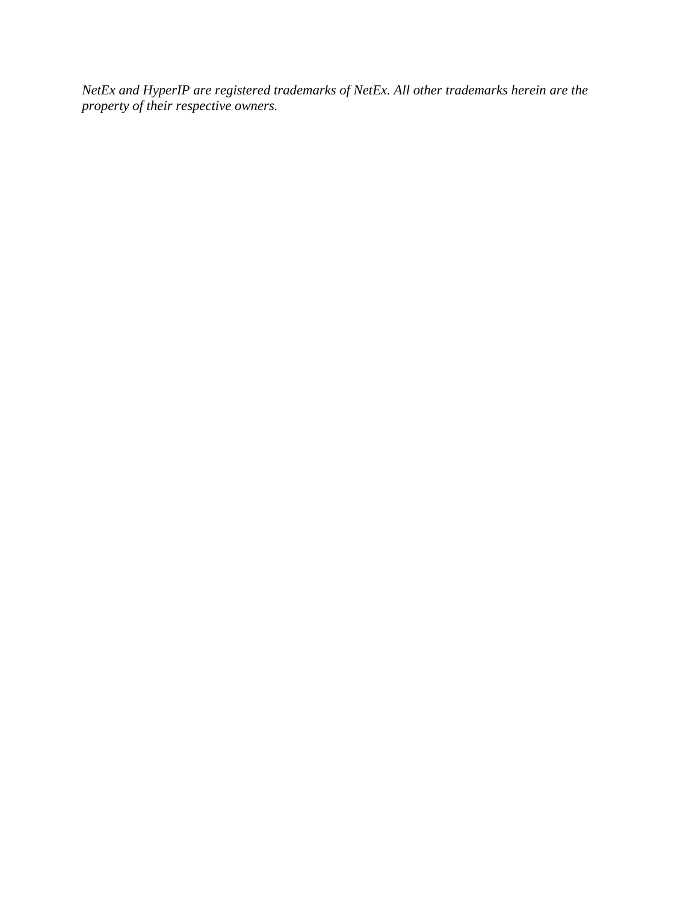*NetEx and HyperIP are registered trademarks of NetEx. All other trademarks herein are the property of their respective owners.*